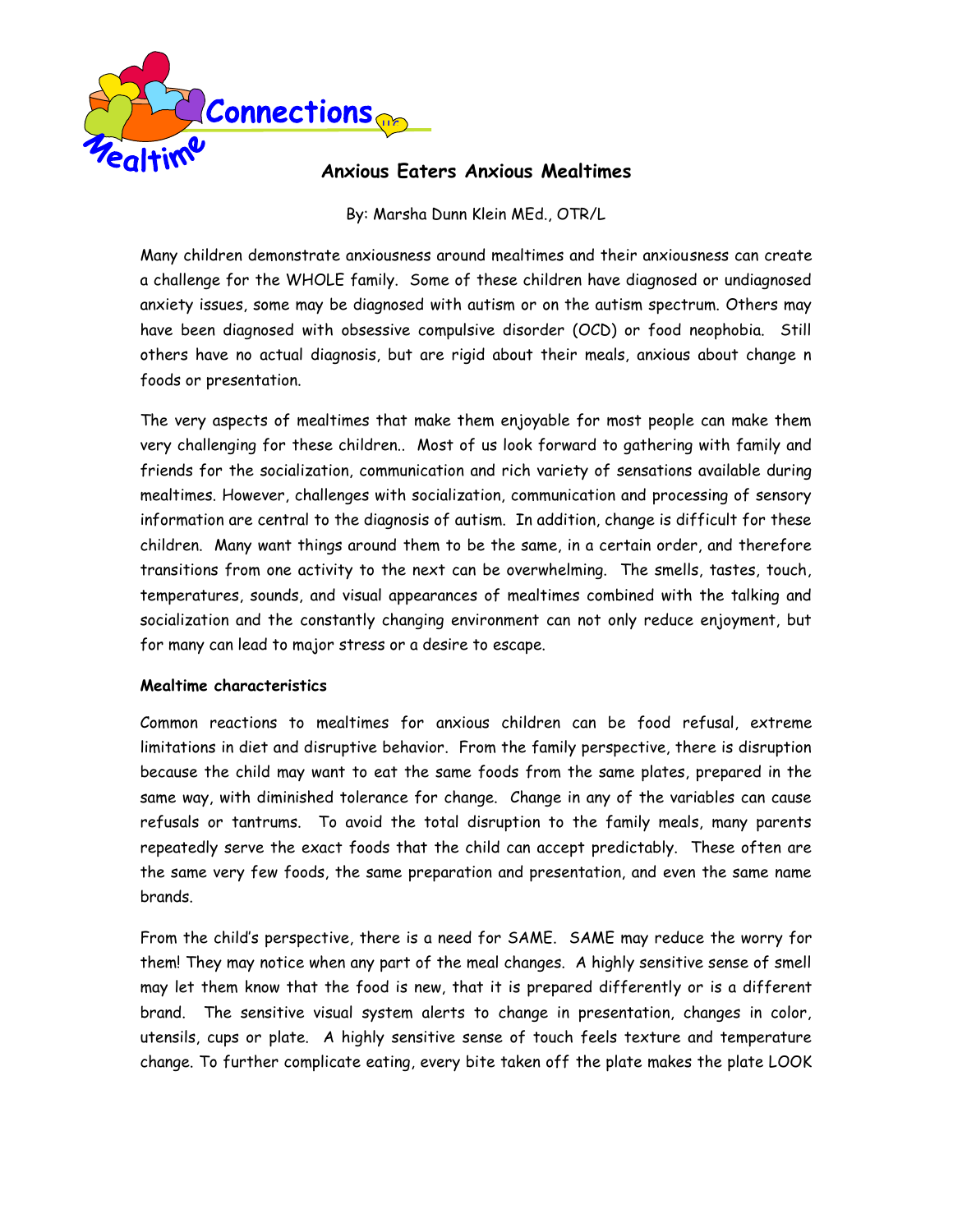# Anxious Eaters Anxious Mealtimes

By: Marsha Dunn Klein MEd., OTR/L

Many children demonstrate anxiousness around mealtimes and their anxiousness can create a challenge for the WHOLE family. Some of these children have diagnosed or undiagnosed anxiety issues, some may be diagnosed with autism or on the autism spectrum. Others may have been diagnosed with obsessive compulsive disorder (OCD) or food neophobia. Still others have no actual diagnosis, but are rigid about their meals, anxious about change n foods or presentation.

The very aspects of mealtimes that make them enjoyable for most people can make them very challenging for these children.. Most of us look forward to gathering with family and friends for the socialization, communication and rich variety of sensations available during mealtimes. However, challenges with socialization, communication and processing of sensory information are central to the diagnosis of autism. In addition, change is difficult for these children. Many want things around them to be the same, in a certain order, and therefore transitions from one activity to the next can be overwhelming. The smells, tastes, touch, temperatures, sounds, and visual appearances of mealtimes combined with the talking and socialization and the constantly changing environment can not only reduce enjoyment, but for many can lead to major stress or a desire to escape.

**Mealtime characteristics**

Common reactions to mealtimes for anxious children can be food refusal, extreme limitations in diet and disruptive behavior. From the family perspective, there is disruption because the child may want to eat the same foods from the same plates, prepared in the same way, with diminished tolerance for change. Change in any of the variables can cause refusals or tantrums. To avoid the total disruption to the family meals, many parents repeatedly serve the exact foods that the child can accept predictably. These often are the same very few foods, the same preparation and presentation, and even the same name brands.

From the child's perspective, there is a need for SAME. SAME may reduce the worry for them! They may notice when any part of the meal changes. A highly sensitive sense of smell may let them know that the food is new, that it is prepared differently or is a different brand. The sensitive visual system alerts to change in presentation, changes in color, utensils, cups or plate. A highly sensitive sense of touch feels texture and temperature change. To further complicate eating, every bite taken off the plate makes the plate LOOK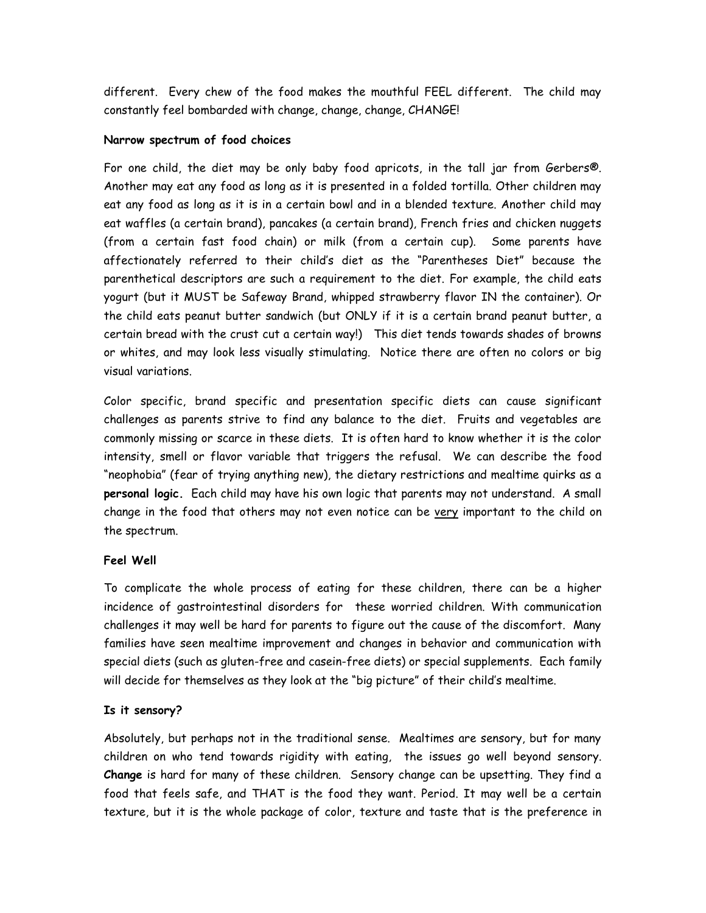different. Every chew of the food makes the mouthful FEEL different. The child may constantly feel bombarded with change, change, change, CHANGE!

**Narrow spectrum of food choices**

For one child, the diet may be only baby food apricots, in the tall jar from Gerbers®. Another may eat any food as long as it is presented in a folded tortilla. Other children may eat any food as long as it is in a certain bowl and in a blended texture. Another child may eat waffles (a certain brand), pancakes (a certain brand), French fries and chicken nuggets (from a certain fast food chain) or milk (from a certain cup). Some parents have affectionately referred to their child's diet as the "Parentheses Diet" because the parenthetical descriptors are such a requirement to the diet. For example, the child eats yogurt (but it MUST be Safeway Brand, whipped strawberry flavor IN the container). Or the child eats peanut butter sandwich (but ONLY if it is a certain brand peanut butter, a certain bread with the crust cut a certain way!) This diet tends towards shades of browns or whites, and may look less visually stimulating. Notice there are often no colors or big visual variations.

Color specific, brand specific and presentation specific diets can cause significant challenges as parents strive to find any balance to the diet. Fruits and vegetables are commonly missing or scarce in these diets. It is often hard to know whether it is the color intensity, smell or flavor variable that triggers the refusal. We can describe the food "neophobia" (fear of trying anything new), the dietary restrictions and mealtime quirks as a **personal logic.** Each child may have his own logic that parents may not understand. A small change in the food that others may not even notice can be <u>very</u> important to the child on the spectrum.

**Feel Well**

To complicate the whole process of eating for these children, there can be a higher incidence of gastrointestinal disorders for these worried children. With communication challenges it may well be hard for parents to figure out the cause of the discomfort. Many families have seen mealtime improvement and changes in behavior and communication with special diets (such as gluten-free and casein-free diets) or special supplements. Each family will decide for themselves as they look at the "big picture" of their child's mealtime.

**Is it sensory?**

Absolutely, but perhaps not in the traditional sense. Mealtimes are sensory, but for many children on who tend towards rigidity with eating, the issues go well beyond sensory. **Change** is hard for many of these children. Sensory change can be upsetting. They find a food that feels safe, and THAT is the food they want. Period. It may well be a certain texture, but it is the whole package of color, texture and taste that is the preference in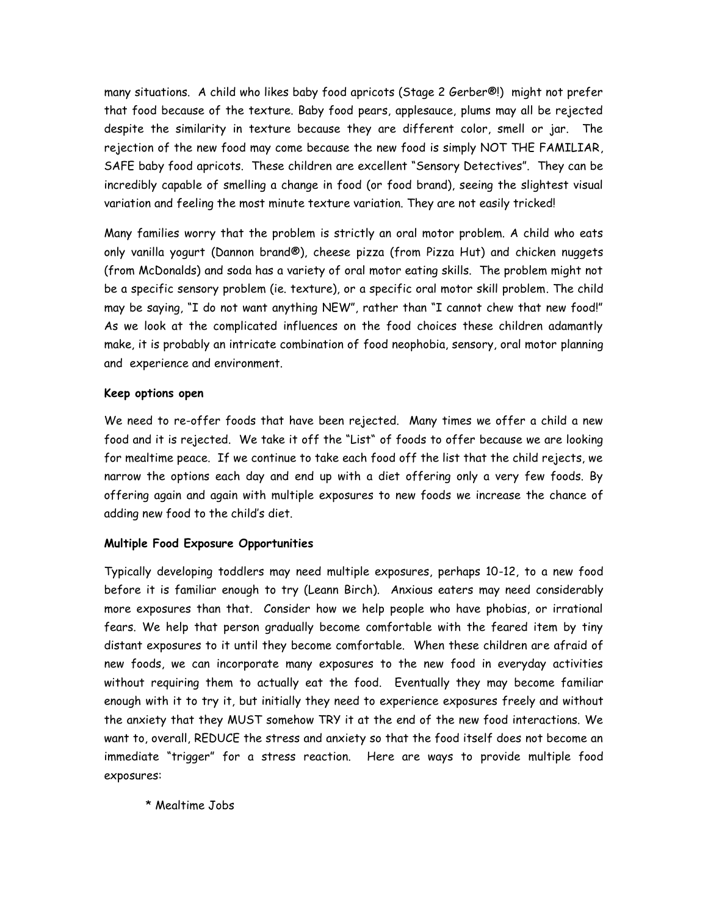many situations. A child who likes baby food apricots (Stage 2 Gerber®!) might not prefer that food because of the texture. Baby food pears, applesauce, plums may all be rejected despite the similarity in texture because they are different color, smell or jar. The rejection of the new food may come because the new food is simply NOT THE FAMILIAR, SAFE baby food apricots. These children are excellent "Sensory Detectives". They can be incredibly capable of smelling a change in food (or food brand), seeing the slightest visual variation and feeling the most minute texture variation. They are not easily tricked!

Many families worry that the problem is strictly an oral motor problem. A child who eats only vanilla yogurt (Dannon brand®), cheese pizza (from Pizza Hut) and chicken nuggets (from McDonalds) and soda has a variety of oral motor eating skills. The problem might not be a specific sensory problem (ie. texture), or a specific oral motor skill problem. The child may be saying, "I do not want anything NEW", rather than "I cannot chew that new food!" As we look at the complicated influences on the food choices these children adamantly make, it is probably an intricate combination of food neophobia, sensory, oral motor planning and experience and environment.

**Keep options open**

We need to re-offer foods that have been rejected. Many times we offer a child a new food and it is rejected. We take it off the "List" of foods to offer because we are looking for mealtime peace. If we continue to take each food off the list that the child rejects, we narrow the options each day and end up with a diet offering only a very few foods. By offering again and again with multiple exposures to new foods we increase the chance of adding new food to the child's diet.

**Multiple Food Exposure Opportunities**

Typically developing toddlers may need multiple exposures, perhaps 10-12, to a new food before it is familiar enough to try (Leann Birch). Anxious eaters may need considerably more exposures than that. Consider how we help people who have phobias, or irrational fears. We help that person gradually become comfortable with the feared item by tiny distant exposures to it until they become comfortable. When these children are afraid of new foods, we can incorporate many exposures to the new food in everyday activities without requiring them to actually eat the food. Eventually they may become familiar enough with it to try it, but initially they need to experience exposures freely and without the anxiety that they MUST somehow TRY it at the end of the new food interactions. We want to, overall, REDUCE the stress and anxiety so that the food itself does not become an immediate "trigger" for a stress reaction. Here are ways to provide multiple food exposures:

* Mealtime Jobs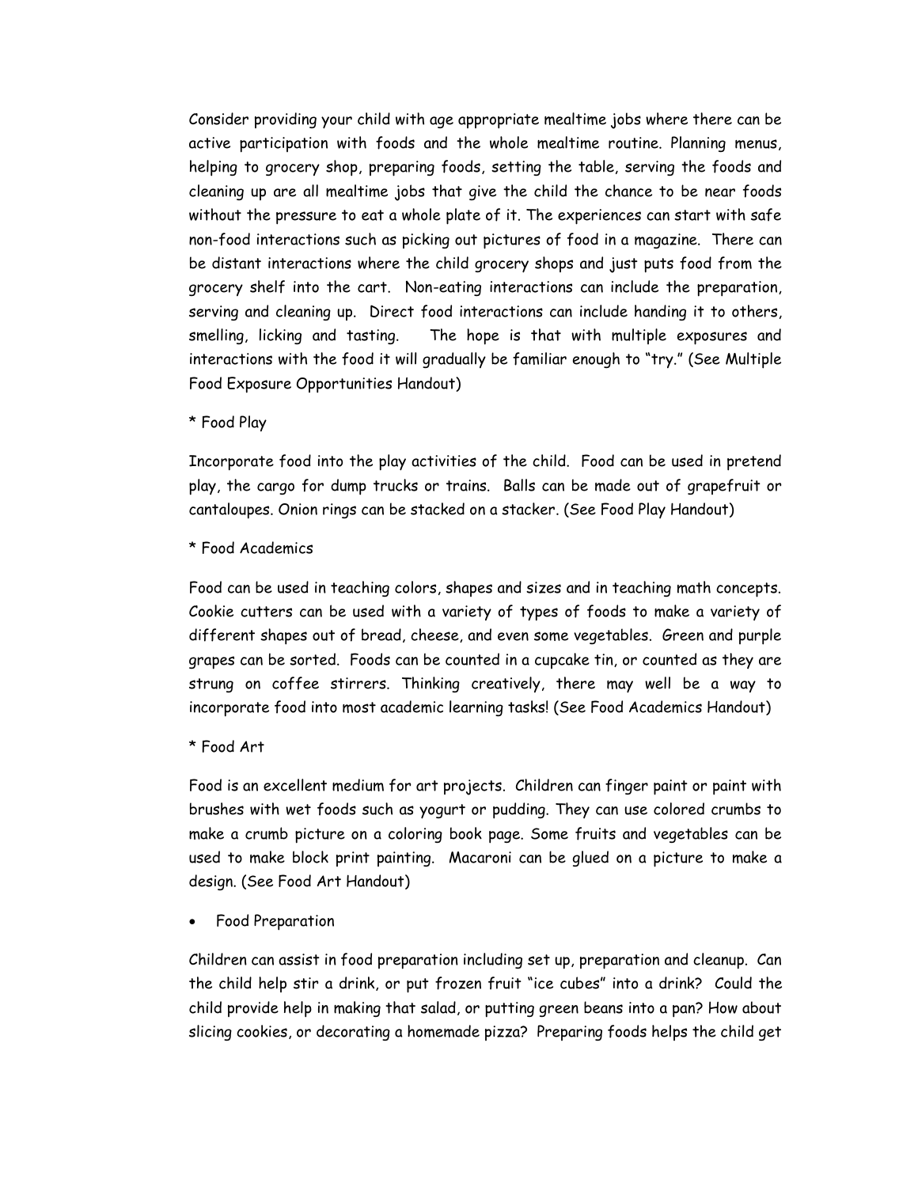Consider providing your child with age appropriate mealtime jobs where there can be active participation with foods and the whole mealtime routine. Planning menus, helping to grocery shop, preparing foods, setting the table, serving the foods and cleaning up are all mealtime jobs that give the child the chance to be near foods without the pressure to eat a whole plate of it. The experiences can start with safe non-food interactions such as picking out pictures of food in a magazine. There can be distant interactions where the child grocery shops and just puts food from the grocery shelf into the cart. Non-eating interactions can include the preparation, serving and cleaning up. Direct food interactions can include handing it to others, smelling, licking and tasting. The hope is that with multiple exposures and interactions with the food it will gradually be familiar enough to "try." (See Multiple Food Exposure Opportunities Handout)

* Food Play

Incorporate food into the play activities of the child. Food can be used in pretend play, the cargo for dump trucks or trains. Balls can be made out of grapefruit or cantaloupes. Onion rings can be stacked on a stacker. (See Food Play Handout)

* Food Academics

Food can be used in teaching colors, shapes and sizes and in teaching math concepts. Cookie cutters can be used with a variety of types of foods to make a variety of different shapes out of bread, cheese, and even some vegetables. Green and purple grapes can be sorted. Foods can be counted in a cupcake tin, or counted as they are strung on coffee stirrers. Thinking creatively, there may well be a way to incorporate food into most academic learning tasks! (See Food Academics Handout)

* Food Art

Food is an excellent medium for art projects. Children can finger paint or paint with brushes with wet foods such as yogurt or pudding. They can use colored crumbs to make a crumb picture on a coloring book page. Some fruits and vegetables can be used to make block print painting. Macaroni can be glued on a picture to make a design. (See Food Art Handout)

- Food Preparation

Children can assist in food preparation including set up, preparation and cleanup. Can the child help stir a drink, or put frozen fruit "ice cubes" into a drink? Could the child provide help in making that salad, or putting green beans into a pan? How about slicing cookies, or decorating a homemade pizza? Preparing foods helps the child get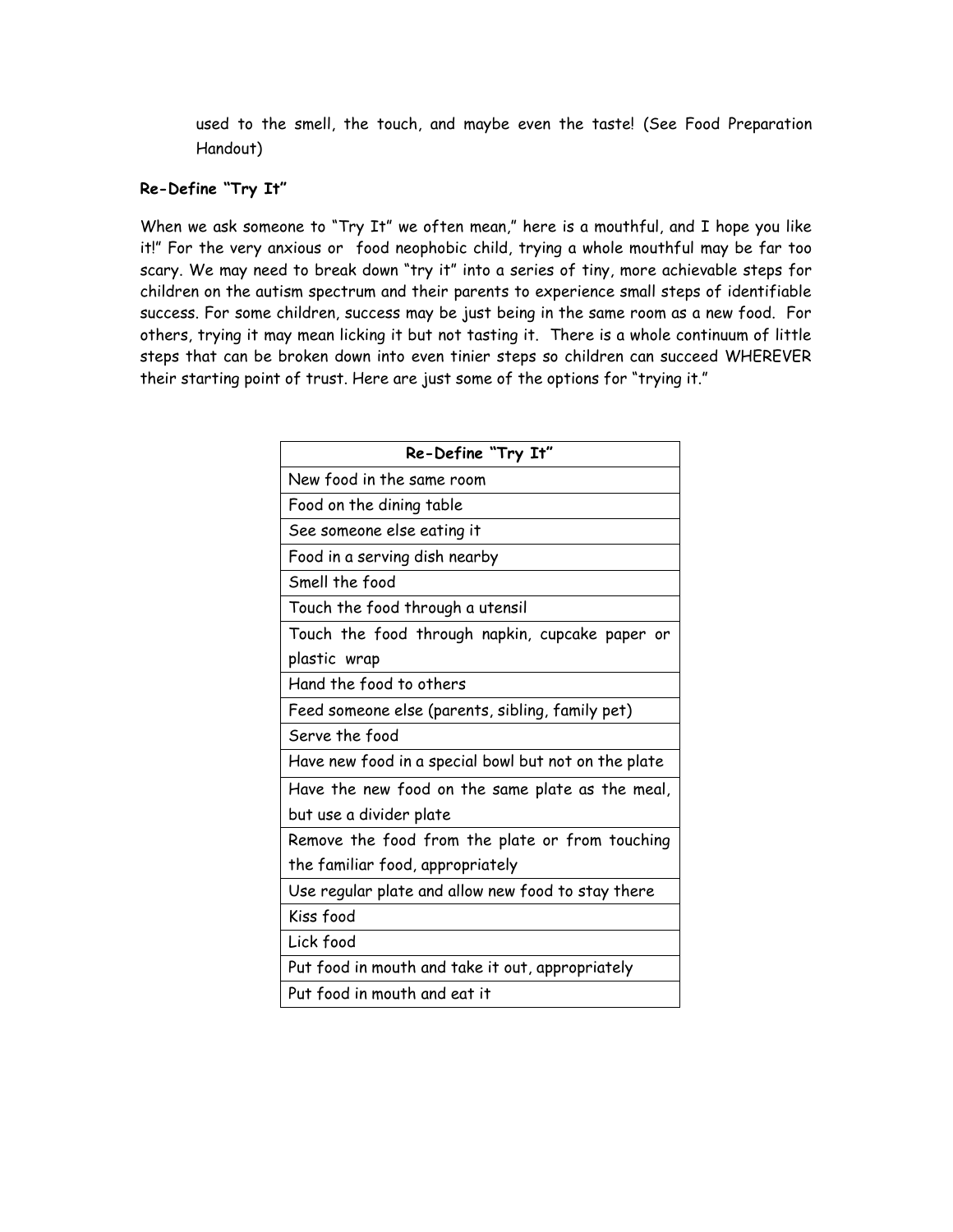used to the smell, the touch, and maybe even the taste! (See Food Preparation Handout)

**Re-Define "Try It"**

When we ask someone to "Try It" we often mean," here is a mouthful, and I hope you like it!" For the very anxious or food neophobic child, trying a whole mouthful may be far too scary. We may need to break down "try it" into a series of tiny, more achievable steps for children on the autism spectrum and their parents to experience small steps of identifiable success. For some children, success may be just being in the same room as a new food. For others, trying it may mean licking it but not tasting it. There is a whole continuum of little steps that can be broken down into even tinier steps so children can succeed WHEREVER their starting point of trust. Here are just some of the options for "trying it."

| Re-Define "Try It" |
| --- |
| New food in the same room |
| Food on the dining table |
| See someone else eating it |
| Food in a serving dish nearby |
| Smell the food |
| Touch the food through a utensil |
| Touch the food through napkin, cupcake paper or plastic wrap |
| Hand the food to others |
| Feed someone else (parents, sibling, family pet) |
| Serve the food |
| Have new food in a special bowl but not on the plate |
| Have the new food on the same plate as the meal, but use a divider plate |
| Remove the food from the plate or from touching the familiar food, appropriately |
| Use regular plate and allow new food to stay there |
| Kiss food |
| Lick food |
| Put food in mouth and take it out, appropriately |
| Put food in mouth and eat it |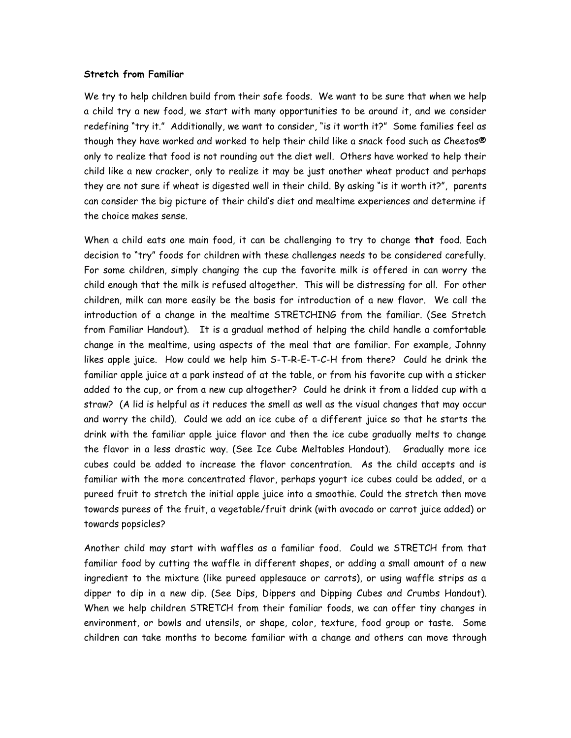**Stretch from Familiar**

We try to help children build from their safe foods. We want to be sure that when we help a child try a new food, we start with many opportunities to be around it, and we consider redefining "try it." Additionally, we want to consider, "is it worth it?" Some families feel as though they have worked and worked to help their child like a snack food such as Cheetos® only to realize that food is not rounding out the diet well. Others have worked to help their child like a new cracker, only to realize it may be just another wheat product and perhaps they are not sure if wheat is digested well in their child. By asking "is it worth it?", parents can consider the big picture of their child's diet and mealtime experiences and determine if the choice makes sense.

When a child eats one main food, it can be challenging to try to change **that** food. Each decision to "try" foods for children with these challenges needs to be considered carefully. For some children, simply changing the cup the favorite milk is offered in can worry the child enough that the milk is refused altogether. This will be distressing for all. For other children, milk can more easily be the basis for introduction of a new flavor. We call the introduction of a change in the mealtime STRETCHING from the familiar. (See Stretch from Familiar Handout). It is a gradual method of helping the child handle a comfortable change in the mealtime, using aspects of the meal that are familiar. For example, Johnny likes apple juice. How could we help him S-T-R-E-T-C-H from there? Could he drink the familiar apple juice at a park instead of at the table, or from his favorite cup with a sticker added to the cup, or from a new cup altogether? Could he drink it from a lidded cup with a straw? (A lid is helpful as it reduces the smell as well as the visual changes that may occur and worry the child). Could we add an ice cube of a different juice so that he starts the drink with the familiar apple juice flavor and then the ice cube gradually melts to change the flavor in a less drastic way. (See Ice Cube Meltables Handout). Gradually more ice cubes could be added to increase the flavor concentration. As the child accepts and is familiar with the more concentrated flavor, perhaps yogurt ice cubes could be added, or a pureed fruit to stretch the initial apple juice into a smoothie. Could the stretch then move towards purees of the fruit, a vegetable/fruit drink (with avocado or carrot juice added) or towards popsicles?

Another child may start with waffles as a familiar food. Could we STRETCH from that familiar food by cutting the waffle in different shapes, or adding a small amount of a new ingredient to the mixture (like pureed applesauce or carrots), or using waffle strips as a dipper to dip in a new dip. (See Dips, Dippers and Dipping Cubes and Crumbs Handout). When we help children STRETCH from their familiar foods, we can offer tiny changes in environment, or bowls and utensils, or shape, color, texture, food group or taste. Some children can take months to become familiar with a change and others can move through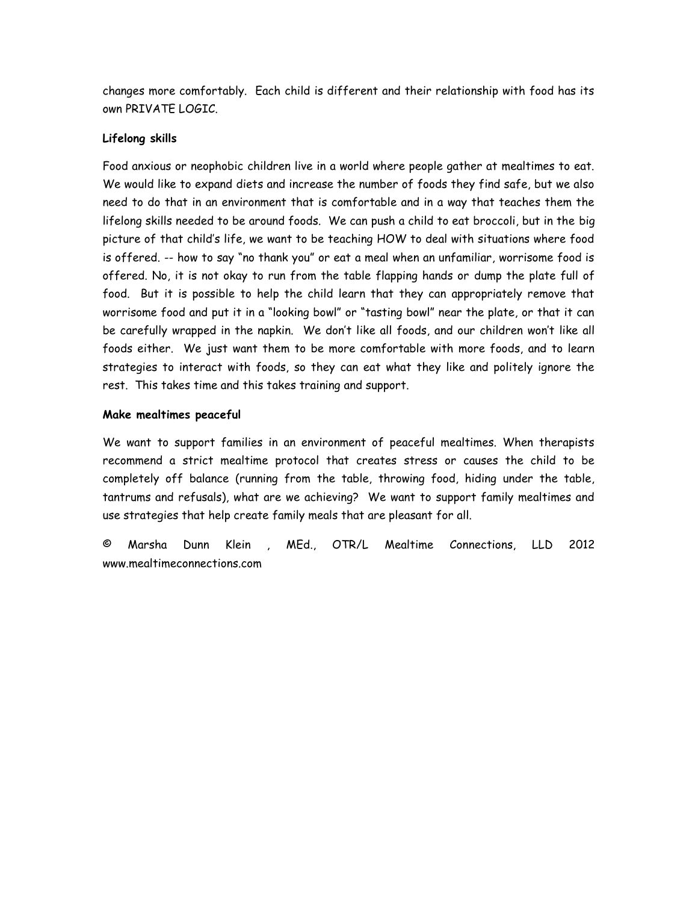changes more comfortably. Each child is different and their relationship with food has its own PRIVATE LOGIC.

**Lifelong skills**

Food anxious or neophobic children live in a world where people gather at mealtimes to eat. We would like to expand diets and increase the number of foods they find safe, but we also need to do that in an environment that is comfortable and in a way that teaches them the lifelong skills needed to be around foods. We can push a child to eat broccoli, but in the big picture of that child's life, we want to be teaching HOW to deal with situations where food is offered. -- how to say "no thank you" or eat a meal when an unfamiliar, worrisome food is offered. No, it is not okay to run from the table flapping hands or dump the plate full of food. But it is possible to help the child learn that they can appropriately remove that worrisome food and put it in a "looking bowl" or "tasting bowl" near the plate, or that it can be carefully wrapped in the napkin. We don't like all foods, and our children won't like all foods either. We just want them to be more comfortable with more foods, and to learn strategies to interact with foods, so they can eat what they like and politely ignore the rest. This takes time and this takes training and support.

**Make mealtimes peaceful**

We want to support families in an environment of peaceful mealtimes. When therapists recommend a strict mealtime protocol that creates stress or causes the child to be completely off balance (running from the table, throwing food, hiding under the table, tantrums and refusals), what are we achieving? We want to support family mealtimes and use strategies that help create family meals that are pleasant for all.

© Marsha Dunn Klein , MEd., OTR/L Mealtime Connections, LLD 2012 www.mealtimeconnections.com